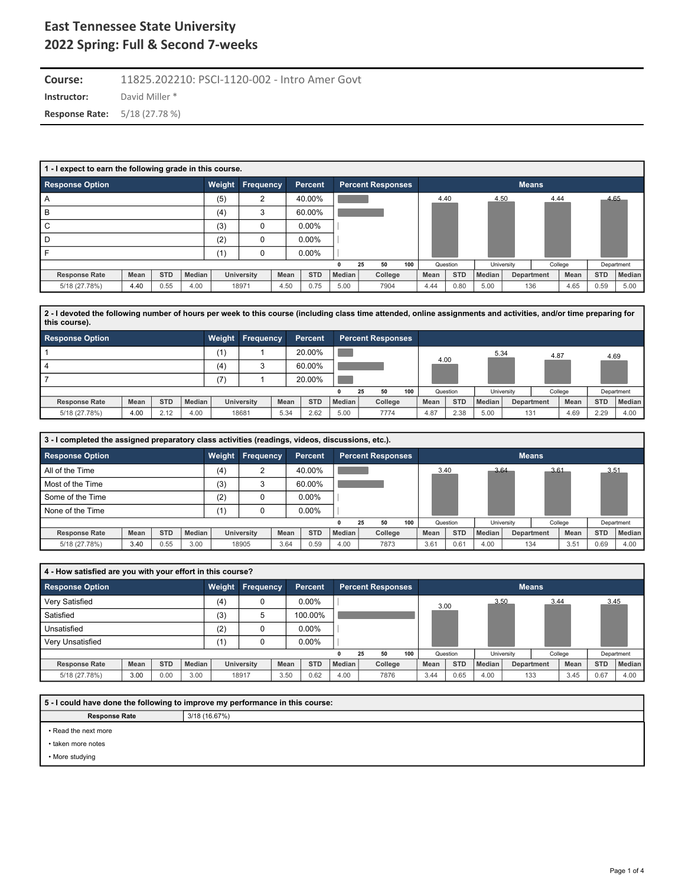# East Tennessee State University
## 2022 Spring: Full & Second 7-weeks

**Course:** 11825.202210: PSCI-1120-002 - Intro Amer Govt

**Instructor:** David Miller *

**Response Rate:** 5/18 (27.78 %)

### 1 - I expect to earn the following grade in this course.

| Response Option | Weight | Frequency | Percent |
|---|---|---|---|
| A | (5) | 2 | 40.00% |
| B | (4) | 3 | 60.00% |
| C | (3) | 0 | 0.00% |
| D | (2) | 0 | 0.00% |
| F | (1) | 0 | 0.00% |

Means: Question 4.40, University 4.50, College 4.44, Department 4.65

| Response Rate | Mean | STD | Median | University | Mean | STD | Median | College | Mean | STD | Median | Department | Mean | STD | Median |
|---|---|---|---|---|---|---|---|---|---|---|---|---|---|---|---|
| 5/18 (27.78%) | 4.40 | 0.55 | 4.00 | 18971 | 4.50 | 0.75 | 5.00 | 7904 | 4.44 | 0.80 | 5.00 | 136 | 4.65 | 0.59 | 5.00 |

### 2 - I devoted the following number of hours per week to this course (including class time attended, online assignments and activities, and/or time preparing for this course).

| Response Option | Weight | Frequency | Percent |
|---|---|---|---|
| 1 | (1) | 1 | 20.00% |
| 4 | (4) | 3 | 60.00% |
| 7 | (7) | 1 | 20.00% |

Means: Question 4.00, University 5.34, College 4.87, Department 4.69

| Response Rate | Mean | STD | Median | University | Mean | STD | Median | College | Mean | STD | Median | Department | Mean | STD | Median |
|---|---|---|---|---|---|---|---|---|---|---|---|---|---|---|---|
| 5/18 (27.78%) | 4.00 | 2.12 | 4.00 | 18681 | 5.34 | 2.62 | 5.00 | 7774 | 4.87 | 2.38 | 5.00 | 131 | 4.69 | 2.29 | 4.00 |

### 3 - I completed the assigned preparatory class activities (readings, videos, discussions, etc.).

| Response Option | Weight | Frequency | Percent |
|---|---|---|---|
| All of the Time | (4) | 2 | 40.00% |
| Most of the Time | (3) | 3 | 60.00% |
| Some of the Time | (2) | 0 | 0.00% |
| None of the Time | (1) | 0 | 0.00% |

Means: Question 3.40, University 3.64, College 3.61, Department 3.51

| Response Rate | Mean | STD | Median | University | Mean | STD | Median | College | Mean | STD | Median | Department | Mean | STD | Median |
|---|---|---|---|---|---|---|---|---|---|---|---|---|---|---|---|
| 5/18 (27.78%) | 3.40 | 0.55 | 3.00 | 18905 | 3.64 | 0.59 | 4.00 | 7873 | 3.61 | 0.61 | 4.00 | 134 | 3.51 | 0.69 | 4.00 |

### 4 - How satisfied are you with your effort in this course?

| Response Option | Weight | Frequency | Percent |
|---|---|---|---|
| Very Satisfied | (4) | 0 | 0.00% |
| Satisfied | (3) | 5 | 100.00% |
| Unsatisfied | (2) | 0 | 0.00% |
| Very Unsatisfied | (1) | 0 | 0.00% |

Means: Question 3.00, University 3.50, College 3.44, Department 3.45

| Response Rate | Mean | STD | Median | University | Mean | STD | Median | College | Mean | STD | Median | Department | Mean | STD | Median |
|---|---|---|---|---|---|---|---|---|---|---|---|---|---|---|---|
| 5/18 (27.78%) | 3.00 | 0.00 | 3.00 | 18917 | 3.50 | 0.62 | 4.00 | 7876 | 3.44 | 0.65 | 4.00 | 133 | 3.45 | 0.67 | 4.00 |

### 5 - I could have done the following to improve my performance in this course:

**Response Rate:** 3/18 (16.67%)

- Read the next more
- taken more notes
- More studying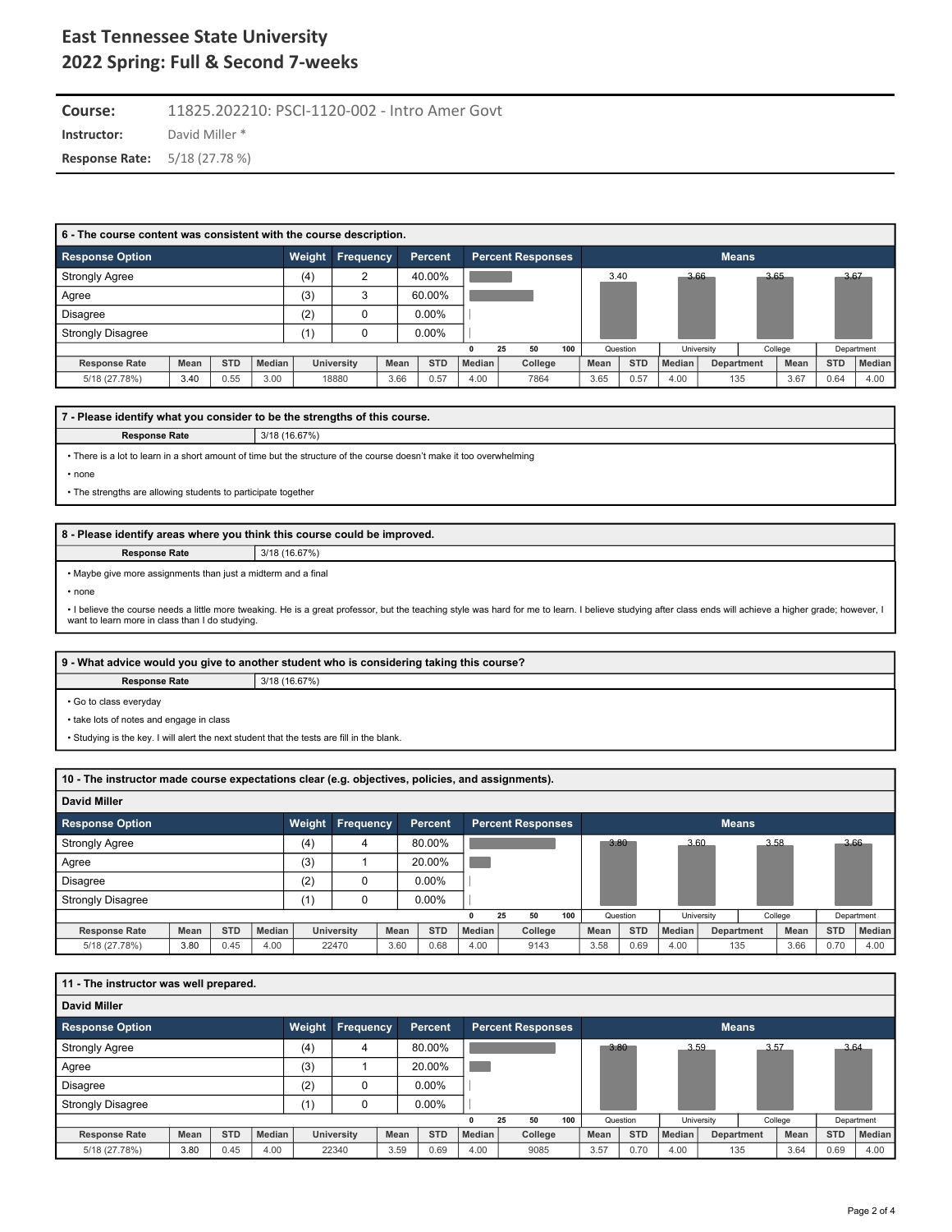# East Tennessee State University
# 2022 Spring: Full & Second 7-weeks

**Course:** 11825.202210: PSCI-1120-002 - Intro Amer Govt

**Instructor:** David Miller *

**Response Rate:** 5/18 (27.78 %)

### 6 - The course content was consistent with the course description.

| Response Option | Weight | Frequency | Percent |
|---|---|---|---|
| Strongly Agree | (4) | 2 | 40.00% |
| Agree | (3) | 3 | 60.00% |
| Disagree | (2) | 0 | 0.00% |
| Strongly Disagree | (1) | 0 | 0.00% |

Means: Question 3.40, University 3.66, College 3.65, Department 3.67

| Response Rate | Mean | STD | Median | University | Mean | STD | Median | College | Mean | STD | Median | Department | Mean | STD | Median |
|---|---|---|---|---|---|---|---|---|---|---|---|---|---|---|---|
| 5/18 (27.78%) | 3.40 | 0.55 | 3.00 | 18880 | 3.66 | 0.57 | 4.00 | 7864 | 3.65 | 0.57 | 4.00 | 135 | 3.67 | 0.64 | 4.00 |

### 7 - Please identify what you consider to be the strengths of this course.

Response Rate: 3/18 (16.67%)

- There is a lot to learn in a short amount of time but the structure of the course doesn't make it too overwhelming
- none
- The strengths are allowing students to participate together

### 8 - Please identify areas where you think this course could be improved.

Response Rate: 3/18 (16.67%)

- Maybe give more assignments than just a midterm and a final
- none
- I believe the course needs a little more tweaking. He is a great professor, but the teaching style was hard for me to learn. I believe studying after class ends will achieve a higher grade; however, I want to learn more in class than I do studying.

### 9 - What advice would you give to another student who is considering taking this course?

Response Rate: 3/18 (16.67%)

- Go to class everyday
- take lots of notes and engage in class
- Studying is the key. I will alert the next student that the tests are fill in the blank.

### 10 - The instructor made course expectations clear (e.g. objectives, policies, and assignments).

**David Miller**

| Response Option | Weight | Frequency | Percent |
|---|---|---|---|
| Strongly Agree | (4) | 4 | 80.00% |
| Agree | (3) | 1 | 20.00% |
| Disagree | (2) | 0 | 0.00% |
| Strongly Disagree | (1) | 0 | 0.00% |

Means: Question 3.80, University 3.60, College 3.58, Department 3.66

| Response Rate | Mean | STD | Median | University | Mean | STD | Median | College | Mean | STD | Median | Department | Mean | STD | Median |
|---|---|---|---|---|---|---|---|---|---|---|---|---|---|---|---|
| 5/18 (27.78%) | 3.80 | 0.45 | 4.00 | 22470 | 3.60 | 0.68 | 4.00 | 9143 | 3.58 | 0.69 | 4.00 | 135 | 3.66 | 0.70 | 4.00 |

### 11 - The instructor was well prepared.

**David Miller**

| Response Option | Weight | Frequency | Percent |
|---|---|---|---|
| Strongly Agree | (4) | 4 | 80.00% |
| Agree | (3) | 1 | 20.00% |
| Disagree | (2) | 0 | 0.00% |
| Strongly Disagree | (1) | 0 | 0.00% |

Means: Question 3.80, University 3.59, College 3.57, Department 3.64

| Response Rate | Mean | STD | Median | University | Mean | STD | Median | College | Mean | STD | Median | Department | Mean | STD | Median |
|---|---|---|---|---|---|---|---|---|---|---|---|---|---|---|---|
| 5/18 (27.78%) | 3.80 | 0.45 | 4.00 | 22340 | 3.59 | 0.69 | 4.00 | 9085 | 3.57 | 0.70 | 4.00 | 135 | 3.64 | 0.69 | 4.00 |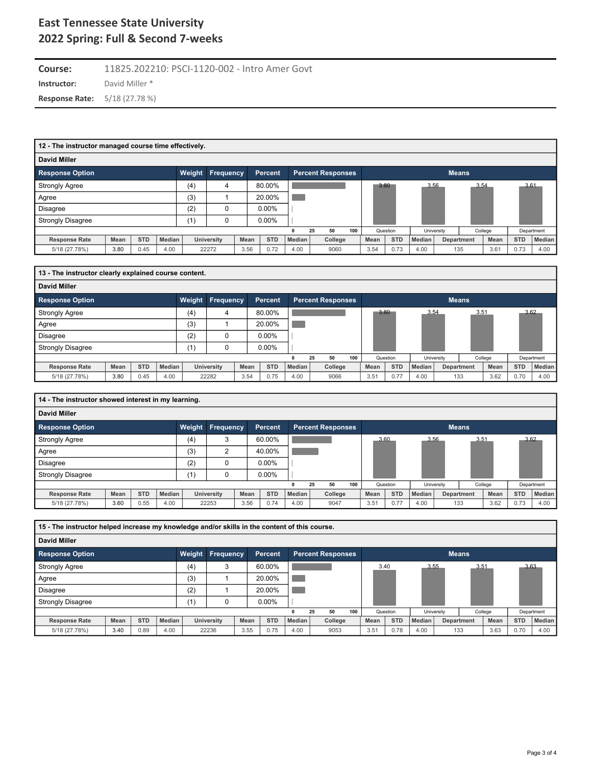# East Tennessee State University
# 2022 Spring: Full & Second 7-weeks

**Course:** 11825.202210: PSCI-1120-002 - Intro Amer Govt

**Instructor:** David Miller *

**Response Rate:** 5/18 (27.78 %)

### 12 - The instructor managed course time effectively.

**David Miller**

| Response Option | Weight | Frequency | Percent |
|---|---|---|---|
| Strongly Agree | (4) | 4 | 80.00% |
| Agree | (3) | 1 | 20.00% |
| Disagree | (2) | 0 | 0.00% |
| Strongly Disagree | (1) | 0 | 0.00% |

Means: Question 3.80, University 3.56, College 3.54, Department 3.61

| Response Rate | Mean | STD | Median | University | Mean | STD | Median | College | Mean | STD | Median | Department | Mean | STD | Median |
|---|---|---|---|---|---|---|---|---|---|---|---|---|---|---|---|
| 5/18 (27.78%) | 3.80 | 0.45 | 4.00 | 22272 | 3.56 | 0.72 | 4.00 | 9060 | 3.54 | 0.73 | 4.00 | 135 | 3.61 | 0.73 | 4.00 |

### 13 - The instructor clearly explained course content.

**David Miller**

| Response Option | Weight | Frequency | Percent |
|---|---|---|---|
| Strongly Agree | (4) | 4 | 80.00% |
| Agree | (3) | 1 | 20.00% |
| Disagree | (2) | 0 | 0.00% |
| Strongly Disagree | (1) | 0 | 0.00% |

Means: Question 3.80, University 3.54, College 3.51, Department 3.62

| Response Rate | Mean | STD | Median | University | Mean | STD | Median | College | Mean | STD | Median | Department | Mean | STD | Median |
|---|---|---|---|---|---|---|---|---|---|---|---|---|---|---|---|
| 5/18 (27.78%) | 3.80 | 0.45 | 4.00 | 22282 | 3.54 | 0.75 | 4.00 | 9066 | 3.51 | 0.77 | 4.00 | 133 | 3.62 | 0.70 | 4.00 |

### 14 - The instructor showed interest in my learning.

**David Miller**

| Response Option | Weight | Frequency | Percent |
|---|---|---|---|
| Strongly Agree | (4) | 3 | 60.00% |
| Agree | (3) | 2 | 40.00% |
| Disagree | (2) | 0 | 0.00% |
| Strongly Disagree | (1) | 0 | 0.00% |

Means: Question 3.60, University 3.56, College 3.51, Department 3.62

| Response Rate | Mean | STD | Median | University | Mean | STD | Median | College | Mean | STD | Median | Department | Mean | STD | Median |
|---|---|---|---|---|---|---|---|---|---|---|---|---|---|---|---|
| 5/18 (27.78%) | 3.60 | 0.55 | 4.00 | 22253 | 3.56 | 0.74 | 4.00 | 9047 | 3.51 | 0.77 | 4.00 | 133 | 3.62 | 0.73 | 4.00 |

### 15 - The instructor helped increase my knowledge and/or skills in the content of this course.

**David Miller**

| Response Option | Weight | Frequency | Percent |
|---|---|---|---|
| Strongly Agree | (4) | 3 | 60.00% |
| Agree | (3) | 1 | 20.00% |
| Disagree | (2) | 1 | 20.00% |
| Strongly Disagree | (1) | 0 | 0.00% |

Means: Question 3.40, University 3.55, College 3.51, Department 3.63

| Response Rate | Mean | STD | Median | University | Mean | STD | Median | College | Mean | STD | Median | Department | Mean | STD | Median |
|---|---|---|---|---|---|---|---|---|---|---|---|---|---|---|---|
| 5/18 (27.78%) | 3.40 | 0.89 | 4.00 | 22236 | 3.55 | 0.75 | 4.00 | 9053 | 3.51 | 0.78 | 4.00 | 133 | 3.63 | 0.70 | 4.00 |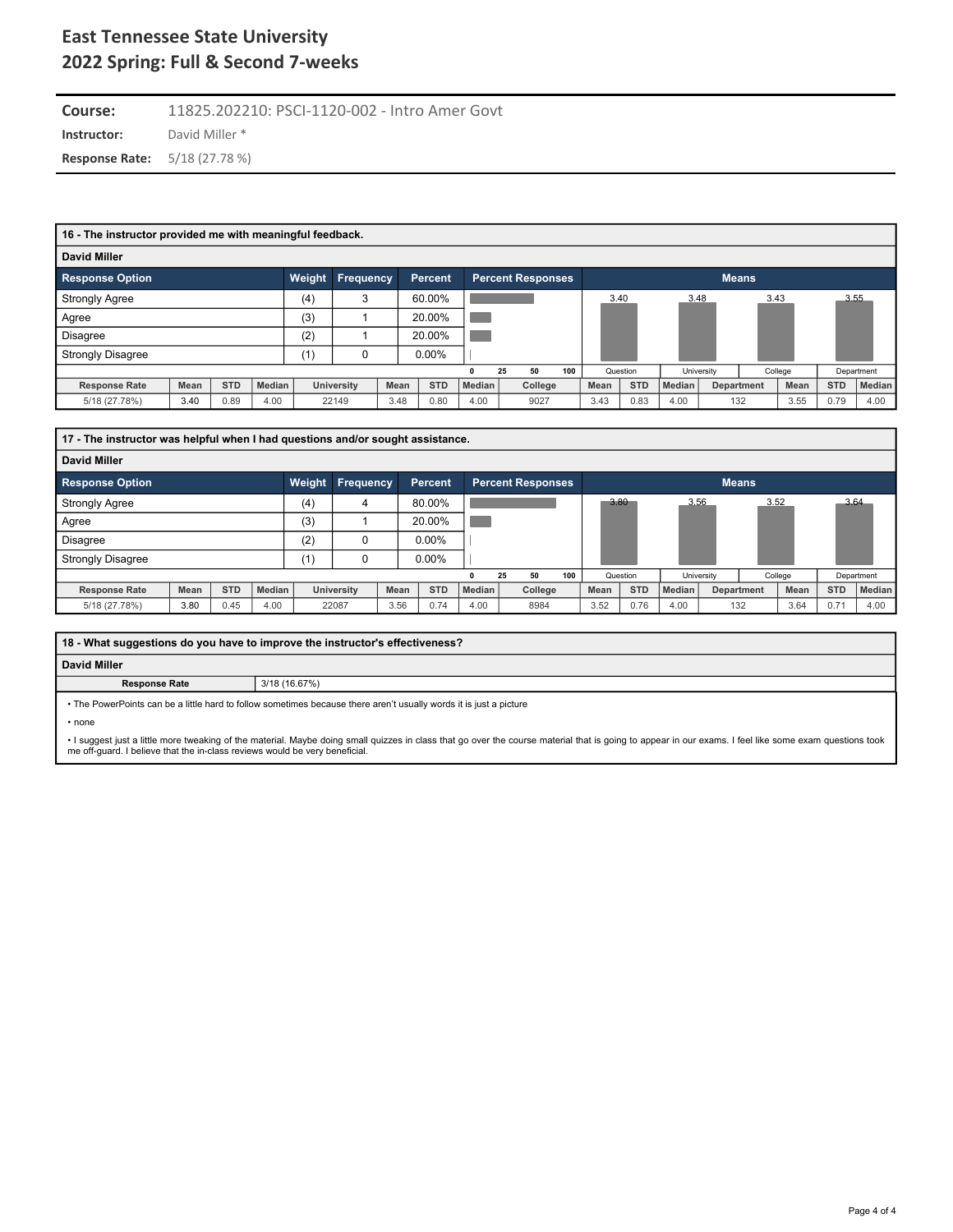# East Tennessee State University
## 2022 Spring: Full & Second 7-weeks

**Course:** 11825.202210: PSCI-1120-002 - Intro Amer Govt

**Instructor:** David Miller *

**Response Rate:** 5/18 (27.78 %)

### 16 - The instructor provided me with meaningful feedback.

**David Miller**

| Response Option | Weight | Frequency | Percent |
|---|---|---|---|
| Strongly Agree | (4) | 3 | 60.00% |
| Agree | (3) | 1 | 20.00% |
| Disagree | (2) | 1 | 20.00% |
| Strongly Disagree | (1) | 0 | 0.00% |

Percent Responses: 0 25 50 100

Means: 3.40 3.48 3.43 3.55

Question University College Department

| Response Rate | Mean | STD | Median | University | Mean | STD | Median | College | Mean | STD | Median | Department | Mean | STD | Median |
|---|---|---|---|---|---|---|---|---|---|---|---|---|---|---|---|
| 5/18 (27.78%) | 3.40 | 0.89 | 4.00 | 22149 | 3.48 | 0.80 | 4.00 | 9027 | 3.43 | 0.83 | 4.00 | 132 | 3.55 | 0.79 | 4.00 |

### 17 - The instructor was helpful when I had questions and/or sought assistance.

**David Miller**

| Response Option | Weight | Frequency | Percent |
|---|---|---|---|
| Strongly Agree | (4) | 4 | 80.00% |
| Agree | (3) | 1 | 20.00% |
| Disagree | (2) | 0 | 0.00% |
| Strongly Disagree | (1) | 0 | 0.00% |

Percent Responses: 0 25 50 100

Means: 3.80 3.56 3.52 3.64

Question University College Department

| Response Rate | Mean | STD | Median | University | Mean | STD | Median | College | Mean | STD | Median | Department | Mean | STD | Median |
|---|---|---|---|---|---|---|---|---|---|---|---|---|---|---|---|
| 5/18 (27.78%) | 3.80 | 0.45 | 4.00 | 22087 | 3.56 | 0.74 | 4.00 | 8984 | 3.52 | 0.76 | 4.00 | 132 | 3.64 | 0.71 | 4.00 |

### 18 - What suggestions do you have to improve the instructor's effectiveness?

**David Miller**

| Response Rate | 3/18 (16.67%) |
|---|---|

- The PowerPoints can be a little hard to follow sometimes because there aren't usually words it is just a picture
- none
- I suggest just a little more tweaking of the material. Maybe doing small quizzes in class that go over the course material that is going to appear in our exams. I feel like some exam questions took me off-guard. I believe that the in-class reviews would be very beneficial.